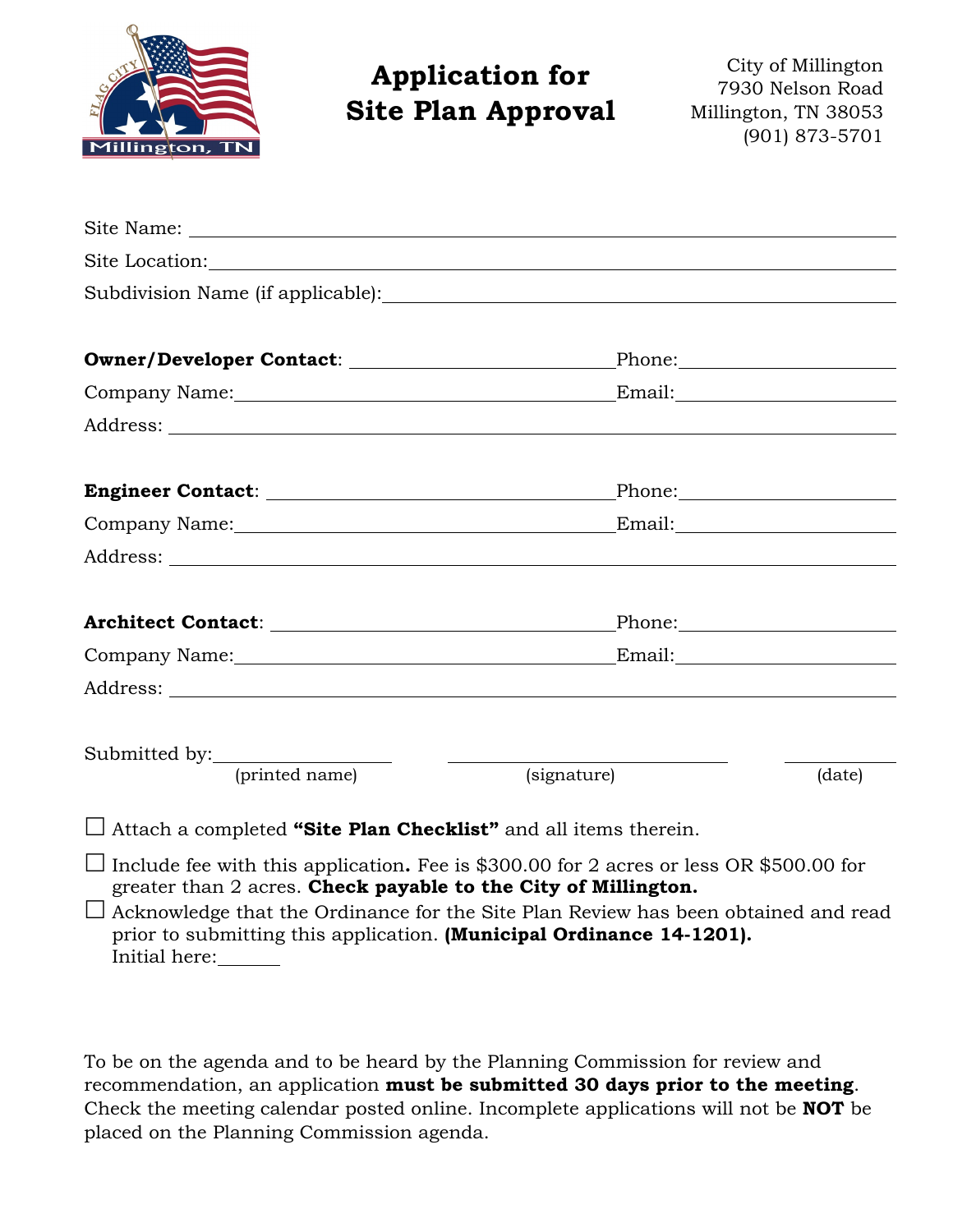# Application for Site Plan Approval

City of Millington
7930 Nelson Road
Millington, TN 38053
(901) 873-5701

Site Name: \_\_\_\_\_\_\_\_\_\_\_\_\_\_\_\_\_\_\_\_\_\_\_\_\_\_\_\_\_\_

Site Location: \_\_\_\_\_\_\_\_\_\_\_\_\_\_\_\_\_\_\_\_\_\_\_\_\_\_\_\_\_\_

Subdivision Name (if applicable): \_\_\_\_\_\_\_\_\_\_\_\_\_\_\_\_\_\_\_\_\_\_\_\_\_\_\_\_\_\_

**Owner/Developer Contact**: \_\_\_\_\_\_\_\_\_\_\_\_\_\_\_\_\_\_\_\_ Phone: \_\_\_\_\_\_\_\_\_\_\_\_\_\_\_\_\_\_\_\_

Company Name: \_\_\_\_\_\_\_\_\_\_\_\_\_\_\_\_\_\_\_\_ Email: \_\_\_\_\_\_\_\_\_\_\_\_\_\_\_\_\_\_\_\_

Address: \_\_\_\_\_\_\_\_\_\_\_\_\_\_\_\_\_\_\_\_\_\_\_\_\_\_\_\_\_\_

**Engineer Contact**: \_\_\_\_\_\_\_\_\_\_\_\_\_\_\_\_\_\_\_\_ Phone: \_\_\_\_\_\_\_\_\_\_\_\_\_\_\_\_\_\_\_\_

Company Name: \_\_\_\_\_\_\_\_\_\_\_\_\_\_\_\_\_\_\_\_ Email: \_\_\_\_\_\_\_\_\_\_\_\_\_\_\_\_\_\_\_\_

Address: \_\_\_\_\_\_\_\_\_\_\_\_\_\_\_\_\_\_\_\_\_\_\_\_\_\_\_\_\_\_

**Architect Contact**: \_\_\_\_\_\_\_\_\_\_\_\_\_\_\_\_\_\_\_\_ Phone: \_\_\_\_\_\_\_\_\_\_\_\_\_\_\_\_\_\_\_\_

Company Name: \_\_\_\_\_\_\_\_\_\_\_\_\_\_\_\_\_\_\_\_ Email: \_\_\_\_\_\_\_\_\_\_\_\_\_\_\_\_\_\_\_\_

Address: \_\_\_\_\_\_\_\_\_\_\_\_\_\_\_\_\_\_\_\_\_\_\_\_\_\_\_\_\_\_

Submitted by: \_\_\_\_\_\_\_\_\_\_\_\_\_\_\_\_\_\_\_\_ \_\_\_\_\_\_\_\_\_\_\_\_\_\_\_\_\_\_\_\_ \_\_\_\_\_\_\_\_\_\_
(printed name) (signature) (date)

☐ Attach a completed **"Site Plan Checklist"** and all items therein.

☐ Include fee with this application**.** Fee is $300.00 for 2 acres or less OR $500.00 for greater than 2 acres. **Check payable to the City of Millington.**

☐ Acknowledge that the Ordinance for the Site Plan Review has been obtained and read prior to submitting this application. **(Municipal Ordinance 14-1201).**
Initial here: \_\_\_\_\_\_\_

To be on the agenda and to be heard by the Planning Commission for review and recommendation, an application **must be submitted 30 days prior to the meeting**. Check the meeting calendar posted online. Incomplete applications will not be **NOT** be placed on the Planning Commission agenda.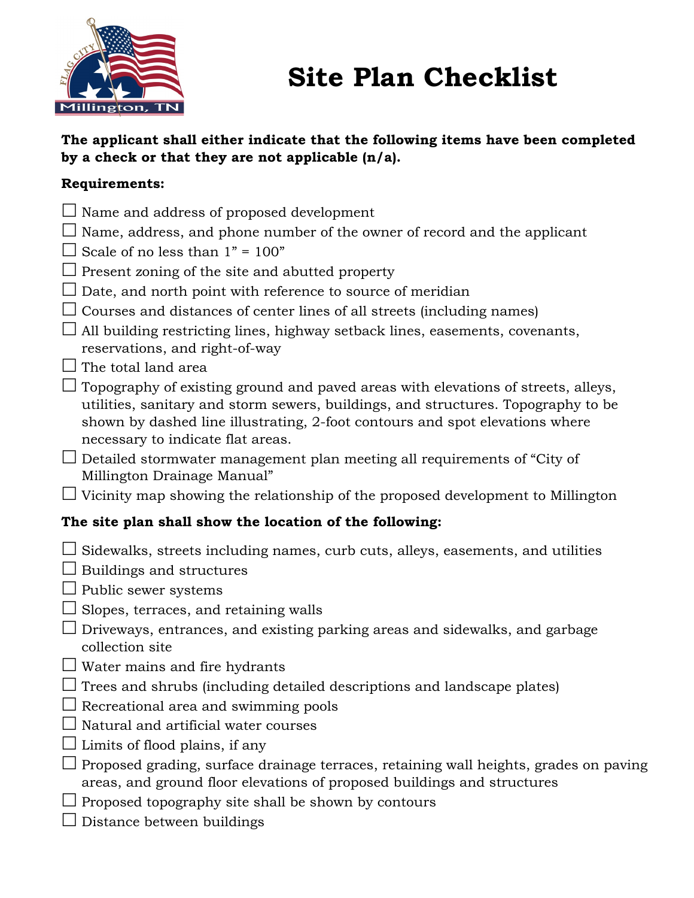# Site Plan Checklist

**The applicant shall either indicate that the following items have been completed by a check or that they are not applicable (n/a).**

**Requirements:**

- ☐ Name and address of proposed development
- ☐ Name, address, and phone number of the owner of record and the applicant
- ☐ Scale of no less than 1” = 100”
- ☐ Present zoning of the site and abutted property
- ☐ Date, and north point with reference to source of meridian
- ☐ Courses and distances of center lines of all streets (including names)
- ☐ All building restricting lines, highway setback lines, easements, covenants, reservations, and right-of-way
- ☐ The total land area
- ☐ Topography of existing ground and paved areas with elevations of streets, alleys, utilities, sanitary and storm sewers, buildings, and structures. Topography to be shown by dashed line illustrating, 2-foot contours and spot elevations where necessary to indicate flat areas.
- ☐ Detailed stormwater management plan meeting all requirements of “City of Millington Drainage Manual”
- ☐ Vicinity map showing the relationship of the proposed development to Millington

**The site plan shall show the location of the following:**

- ☐ Sidewalks, streets including names, curb cuts, alleys, easements, and utilities
- ☐ Buildings and structures
- ☐ Public sewer systems
- ☐ Slopes, terraces, and retaining walls
- ☐ Driveways, entrances, and existing parking areas and sidewalks, and garbage collection site
- ☐ Water mains and fire hydrants
- ☐ Trees and shrubs (including detailed descriptions and landscape plates)
- ☐ Recreational area and swimming pools
- ☐ Natural and artificial water courses
- ☐ Limits of flood plains, if any
- ☐ Proposed grading, surface drainage terraces, retaining wall heights, grades on paving areas, and ground floor elevations of proposed buildings and structures
- ☐ Proposed topography site shall be shown by contours
- ☐ Distance between buildings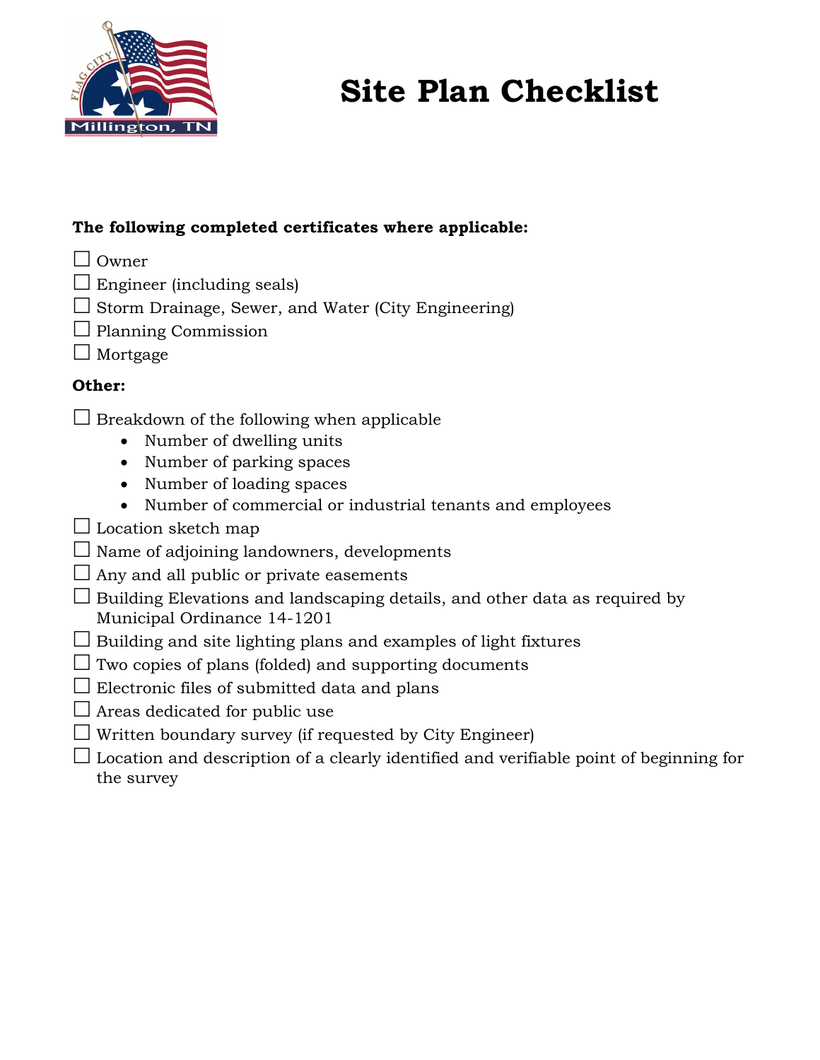# Site Plan Checklist

**The following completed certificates where applicable:**

☐ Owner
☐ Engineer (including seals)
☐ Storm Drainage, Sewer, and Water (City Engineering)
☐ Planning Commission
☐ Mortgage

**Other:**

☐ Breakdown of the following when applicable
- Number of dwelling units
- Number of parking spaces
- Number of loading spaces
- Number of commercial or industrial tenants and employees

☐ Location sketch map
☐ Name of adjoining landowners, developments
☐ Any and all public or private easements
☐ Building Elevations and landscaping details, and other data as required by Municipal Ordinance 14-1201
☐ Building and site lighting plans and examples of light fixtures
☐ Two copies of plans (folded) and supporting documents
☐ Electronic files of submitted data and plans
☐ Areas dedicated for public use
☐ Written boundary survey (if requested by City Engineer)
☐ Location and description of a clearly identified and verifiable point of beginning for the survey